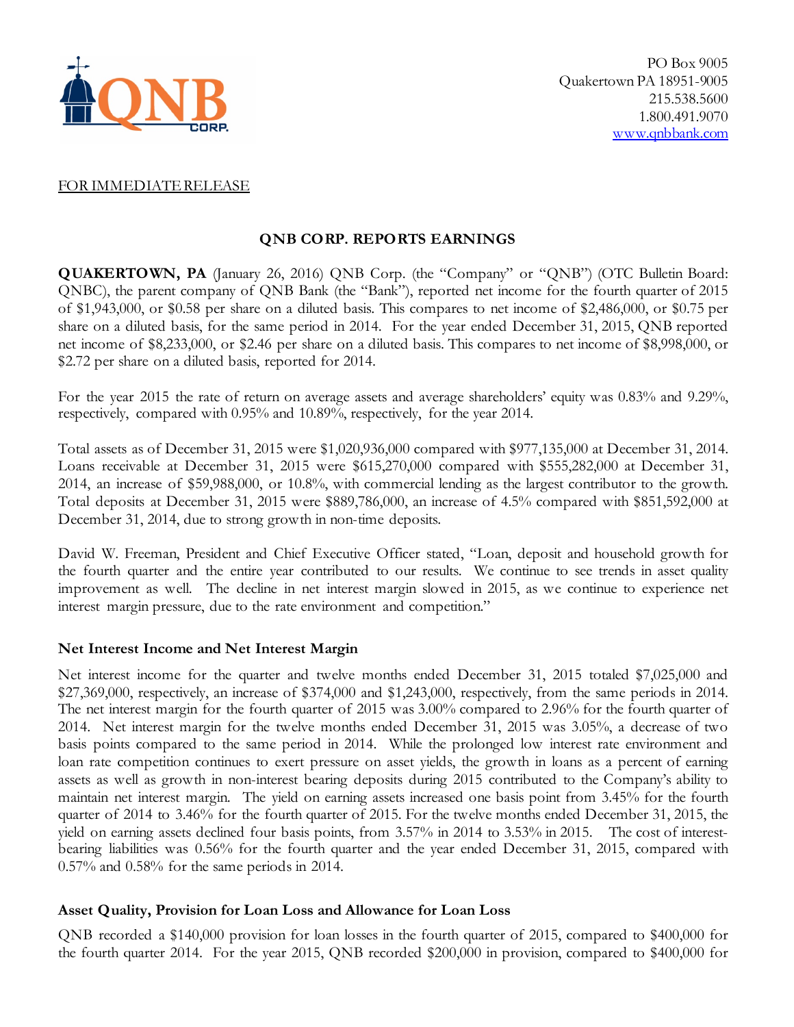PO Box 9005
Quakertown PA 18951-9005
215.538.5600
1.800.491.9070
www.qnbbank.com

FOR IMMEDIATE RELEASE

## QNB CORP. REPORTS EARNINGS

**QUAKERTOWN, PA** (January 26, 2016) QNB Corp. (the "Company" or "QNB") (OTC Bulletin Board: QNBC), the parent company of QNB Bank (the "Bank"), reported net income for the fourth quarter of 2015 of $1,943,000, or $0.58 per share on a diluted basis. This compares to net income of $2,486,000, or $0.75 per share on a diluted basis, for the same period in 2014. For the year ended December 31, 2015, QNB reported net income of $8,233,000, or $2.46 per share on a diluted basis. This compares to net income of $8,998,000, or $2.72 per share on a diluted basis, reported for 2014.

For the year 2015 the rate of return on average assets and average shareholders' equity was 0.83% and 9.29%, respectively, compared with 0.95% and 10.89%, respectively, for the year 2014.

Total assets as of December 31, 2015 were $1,020,936,000 compared with $977,135,000 at December 31, 2014. Loans receivable at December 31, 2015 were $615,270,000 compared with $555,282,000 at December 31, 2014, an increase of $59,988,000, or 10.8%, with commercial lending as the largest contributor to the growth. Total deposits at December 31, 2015 were $889,786,000, an increase of 4.5% compared with $851,592,000 at December 31, 2014, due to strong growth in non-time deposits.

David W. Freeman, President and Chief Executive Officer stated, "Loan, deposit and household growth for the fourth quarter and the entire year contributed to our results. We continue to see trends in asset quality improvement as well. The decline in net interest margin slowed in 2015, as we continue to experience net interest margin pressure, due to the rate environment and competition."

### Net Interest Income and Net Interest Margin

Net interest income for the quarter and twelve months ended December 31, 2015 totaled $7,025,000 and $27,369,000, respectively, an increase of $374,000 and $1,243,000, respectively, from the same periods in 2014. The net interest margin for the fourth quarter of 2015 was 3.00% compared to 2.96% for the fourth quarter of 2014. Net interest margin for the twelve months ended December 31, 2015 was 3.05%, a decrease of two basis points compared to the same period in 2014. While the prolonged low interest rate environment and loan rate competition continues to exert pressure on asset yields, the growth in loans as a percent of earning assets as well as growth in non-interest bearing deposits during 2015 contributed to the Company's ability to maintain net interest margin. The yield on earning assets increased one basis point from 3.45% for the fourth quarter of 2014 to 3.46% for the fourth quarter of 2015. For the twelve months ended December 31, 2015, the yield on earning assets declined four basis points, from 3.57% in 2014 to 3.53% in 2015. The cost of interest-bearing liabilities was 0.56% for the fourth quarter and the year ended December 31, 2015, compared with 0.57% and 0.58% for the same periods in 2014.

### Asset Quality, Provision for Loan Loss and Allowance for Loan Loss

QNB recorded a $140,000 provision for loan losses in the fourth quarter of 2015, compared to $400,000 for the fourth quarter 2014. For the year 2015, QNB recorded $200,000 in provision, compared to $400,000 for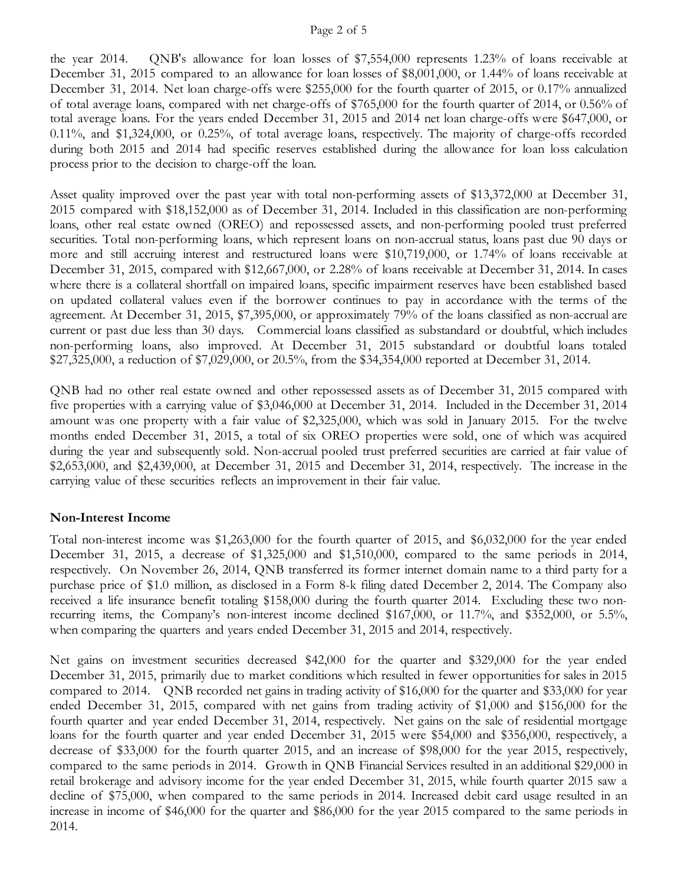the year 2014. QNB's allowance for loan losses of $7,554,000 represents 1.23% of loans receivable at December 31, 2015 compared to an allowance for loan losses of $8,001,000, or 1.44% of loans receivable at December 31, 2014. Net loan charge-offs were $255,000 for the fourth quarter of 2015, or 0.17% annualized of total average loans, compared with net charge-offs of $765,000 for the fourth quarter of 2014, or 0.56% of total average loans. For the years ended December 31, 2015 and 2014 net loan charge-offs were $647,000, or 0.11%, and $1,324,000, or 0.25%, of total average loans, respectively. The majority of charge-offs recorded during both 2015 and 2014 had specific reserves established during the allowance for loan loss calculation process prior to the decision to charge-off the loan.

Asset quality improved over the past year with total non-performing assets of $13,372,000 at December 31, 2015 compared with $18,152,000 as of December 31, 2014. Included in this classification are non-performing loans, other real estate owned (OREO) and repossessed assets, and non-performing pooled trust preferred securities. Total non-performing loans, which represent loans on non-accrual status, loans past due 90 days or more and still accruing interest and restructured loans were $10,719,000, or 1.74% of loans receivable at December 31, 2015, compared with $12,667,000, or 2.28% of loans receivable at December 31, 2014. In cases where there is a collateral shortfall on impaired loans, specific impairment reserves have been established based on updated collateral values even if the borrower continues to pay in accordance with the terms of the agreement. At December 31, 2015, $7,395,000, or approximately 79% of the loans classified as non-accrual are current or past due less than 30 days. Commercial loans classified as substandard or doubtful, which includes non-performing loans, also improved. At December 31, 2015 substandard or doubtful loans totaled $27,325,000, a reduction of $7,029,000, or 20.5%, from the $34,354,000 reported at December 31, 2014.

QNB had no other real estate owned and other repossessed assets as of December 31, 2015 compared with five properties with a carrying value of $3,046,000 at December 31, 2014. Included in the December 31, 2014 amount was one property with a fair value of $2,325,000, which was sold in January 2015. For the twelve months ended December 31, 2015, a total of six OREO properties were sold, one of which was acquired during the year and subsequently sold. Non-accrual pooled trust preferred securities are carried at fair value of $2,653,000, and $2,439,000, at December 31, 2015 and December 31, 2014, respectively. The increase in the carrying value of these securities reflects an improvement in their fair value.

**Non-Interest Income**

Total non-interest income was $1,263,000 for the fourth quarter of 2015, and $6,032,000 for the year ended December 31, 2015, a decrease of $1,325,000 and $1,510,000, compared to the same periods in 2014, respectively. On November 26, 2014, QNB transferred its former internet domain name to a third party for a purchase price of $1.0 million, as disclosed in a Form 8-k filing dated December 2, 2014. The Company also received a life insurance benefit totaling $158,000 during the fourth quarter 2014. Excluding these two non-recurring items, the Company's non-interest income declined $167,000, or 11.7%, and $352,000, or 5.5%, when comparing the quarters and years ended December 31, 2015 and 2014, respectively.

Net gains on investment securities decreased $42,000 for the quarter and $329,000 for the year ended December 31, 2015, primarily due to market conditions which resulted in fewer opportunities for sales in 2015 compared to 2014. QNB recorded net gains in trading activity of $16,000 for the quarter and $33,000 for year ended December 31, 2015, compared with net gains from trading activity of $1,000 and $156,000 for the fourth quarter and year ended December 31, 2014, respectively. Net gains on the sale of residential mortgage loans for the fourth quarter and year ended December 31, 2015 were $54,000 and $356,000, respectively, a decrease of $33,000 for the fourth quarter 2015, and an increase of $98,000 for the year 2015, respectively, compared to the same periods in 2014. Growth in QNB Financial Services resulted in an additional $29,000 in retail brokerage and advisory income for the year ended December 31, 2015, while fourth quarter 2015 saw a decline of $75,000, when compared to the same periods in 2014. Increased debit card usage resulted in an increase in income of $46,000 for the quarter and $86,000 for the year 2015 compared to the same periods in 2014.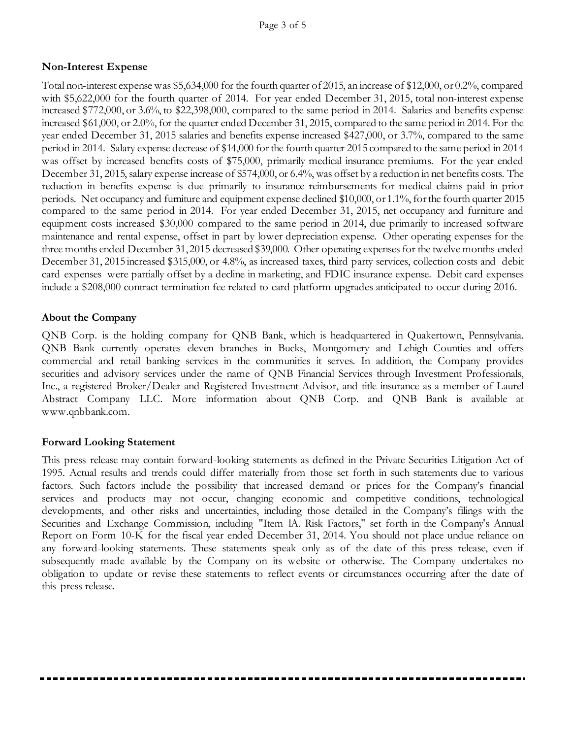## Non-Interest Expense

Total non-interest expense was $5,634,000 for the fourth quarter of 2015, an increase of $12,000, or 0.2%, compared with $5,622,000 for the fourth quarter of 2014. For year ended December 31, 2015, total non-interest expense increased $772,000, or 3.6%, to $22,398,000, compared to the same period in 2014. Salaries and benefits expense increased $61,000, or 2.0%, for the quarter ended December 31, 2015, compared to the same period in 2014. For the year ended December 31, 2015 salaries and benefits expense increased $427,000, or 3.7%, compared to the same period in 2014. Salary expense decrease of $14,000 for the fourth quarter 2015 compared to the same period in 2014 was offset by increased benefits costs of $75,000, primarily medical insurance premiums. For the year ended December 31, 2015, salary expense increase of $574,000, or 6.4%, was offset by a reduction in net benefits costs. The reduction in benefits expense is due primarily to insurance reimbursements for medical claims paid in prior periods. Net occupancy and furniture and equipment expense declined $10,000, or 1.1%, for the fourth quarter 2015 compared to the same period in 2014. For year ended December 31, 2015, net occupancy and furniture and equipment costs increased $30,000 compared to the same period in 2014, due primarily to increased software maintenance and rental expense, offset in part by lower depreciation expense. Other operating expenses for the three months ended December 31, 2015 decreased $39,000. Other operating expenses for the twelve months ended December 31, 2015 increased $315,000, or 4.8%, as increased taxes, third party services, collection costs and debit card expenses were partially offset by a decline in marketing, and FDIC insurance expense. Debit card expenses include a $208,000 contract termination fee related to card platform upgrades anticipated to occur during 2016.

## About the Company

QNB Corp. is the holding company for QNB Bank, which is headquartered in Quakertown, Pennsylvania. QNB Bank currently operates eleven branches in Bucks, Montgomery and Lehigh Counties and offers commercial and retail banking services in the communities it serves. In addition, the Company provides securities and advisory services under the name of QNB Financial Services through Investment Professionals, Inc., a registered Broker/Dealer and Registered Investment Advisor, and title insurance as a member of Laurel Abstract Company LLC. More information about QNB Corp. and QNB Bank is available at www.qnbbank.com.

## Forward Looking Statement

This press release may contain forward-looking statements as defined in the Private Securities Litigation Act of 1995. Actual results and trends could differ materially from those set forth in such statements due to various factors. Such factors include the possibility that increased demand or prices for the Company's financial services and products may not occur, changing economic and competitive conditions, technological developments, and other risks and uncertainties, including those detailed in the Company's filings with the Securities and Exchange Commission, including "Item 1A. Risk Factors," set forth in the Company's Annual Report on Form 10-K for the fiscal year ended December 31, 2014. You should not place undue reliance on any forward-looking statements. These statements speak only as of the date of this press release, even if subsequently made available by the Company on its website or otherwise. The Company undertakes no obligation to update or revise these statements to reflect events or circumstances occurring after the date of this press release.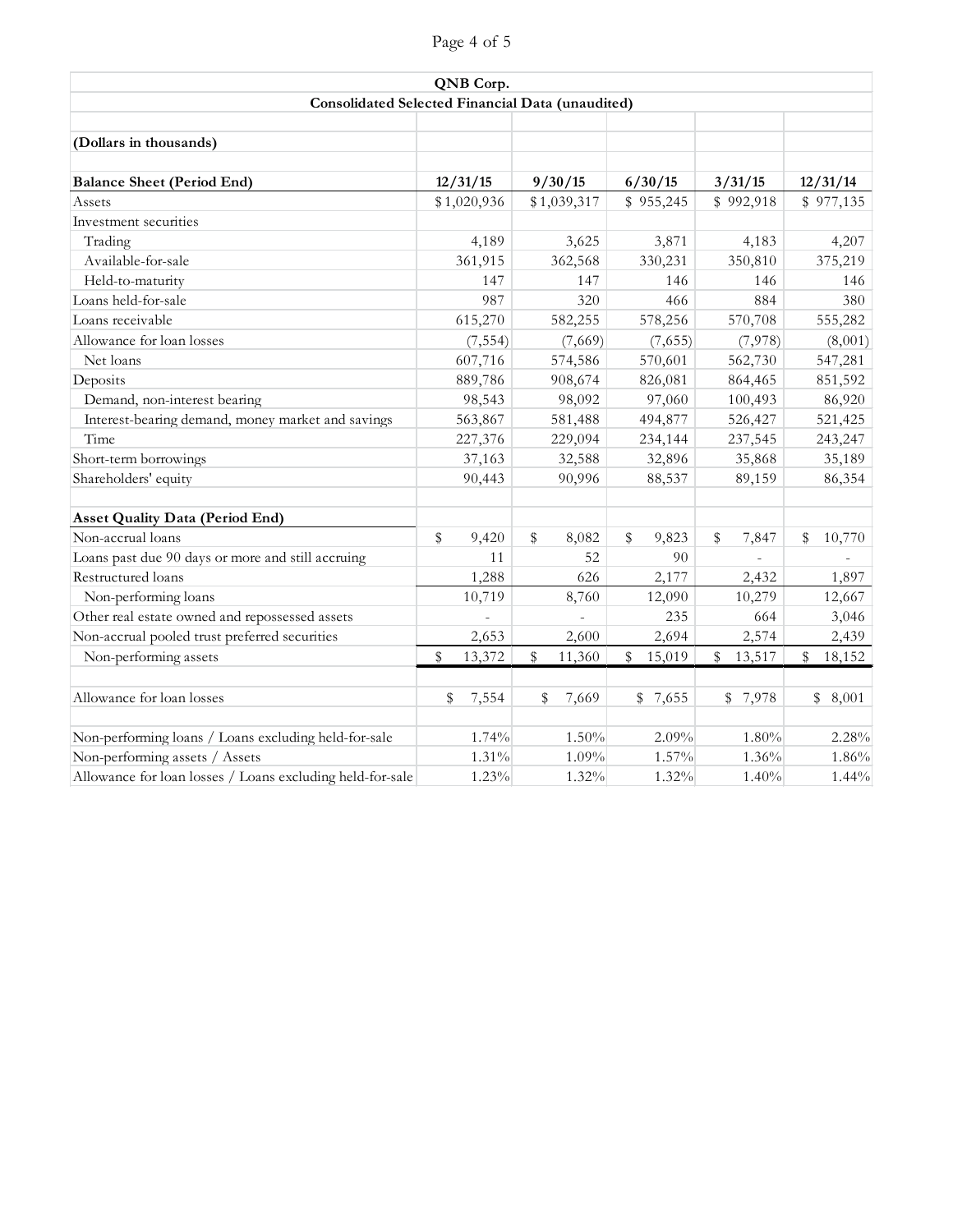## QNB Corp.

### Consolidated Selected Financial Data (unaudited)

(Dollars in thousands)

| Balance Sheet (Period End) | 12/31/15 | 9/30/15 | 6/30/15 | 3/31/15 | 12/31/14 |
|---|---|---|---|---|---|
| Assets | $1,020,936 | $1,039,317 | $ 955,245 | $ 992,918 | $ 977,135 |
| Investment securities | | | | | |
| Trading | 4,189 | 3,625 | 3,871 | 4,183 | 4,207 |
| Available-for-sale | 361,915 | 362,568 | 330,231 | 350,810 | 375,219 |
| Held-to-maturity | 147 | 147 | 146 | 146 | 146 |
| Loans held-for-sale | 987 | 320 | 466 | 884 | 380 |
| Loans receivable | 615,270 | 582,255 | 578,256 | 570,708 | 555,282 |
| Allowance for loan losses | (7,554) | (7,669) | (7,655) | (7,978) | (8,001) |
| Net loans | 607,716 | 574,586 | 570,601 | 562,730 | 547,281 |
| Deposits | 889,786 | 908,674 | 826,081 | 864,465 | 851,592 |
| Demand, non-interest bearing | 98,543 | 98,092 | 97,060 | 100,493 | 86,920 |
| Interest-bearing demand, money market and savings | 563,867 | 581,488 | 494,877 | 526,427 | 521,425 |
| Time | 227,376 | 229,094 | 234,144 | 237,545 | 243,247 |
| Short-term borrowings | 37,163 | 32,588 | 32,896 | 35,868 | 35,189 |
| Shareholders' equity | 90,443 | 90,996 | 88,537 | 89,159 | 86,354 |

| Asset Quality Data (Period End) | 12/31/15 | 9/30/15 | 6/30/15 | 3/31/15 | 12/31/14 |
|---|---|---|---|---|---|
| Non-accrual loans | $ 9,420 | $ 8,082 | $ 9,823 | $ 7,847 | $ 10,770 |
| Loans past due 90 days or more and still accruing | 11 | 52 | 90 | - | - |
| Restructured loans | 1,288 | 626 | 2,177 | 2,432 | 1,897 |
| Non-performing loans | 10,719 | 8,760 | 12,090 | 10,279 | 12,667 |
| Other real estate owned and repossessed assets | - | - | 235 | 664 | 3,046 |
| Non-accrual pooled trust preferred securities | 2,653 | 2,600 | 2,694 | 2,574 | 2,439 |
| Non-performing assets | $ 13,372 | $ 11,360 | $ 15,019 | $ 13,517 | $ 18,152 |
| | | | | | |
| Allowance for loan losses | $ 7,554 | $ 7,669 | $ 7,655 | $ 7,978 | $ 8,001 |
| | | | | | |
| Non-performing loans / Loans excluding held-for-sale | 1.74% | 1.50% | 2.09% | 1.80% | 2.28% |
| Non-performing assets / Assets | 1.31% | 1.09% | 1.57% | 1.36% | 1.86% |
| Allowance for loan losses / Loans excluding held-for-sale | 1.23% | 1.32% | 1.32% | 1.40% | 1.44% |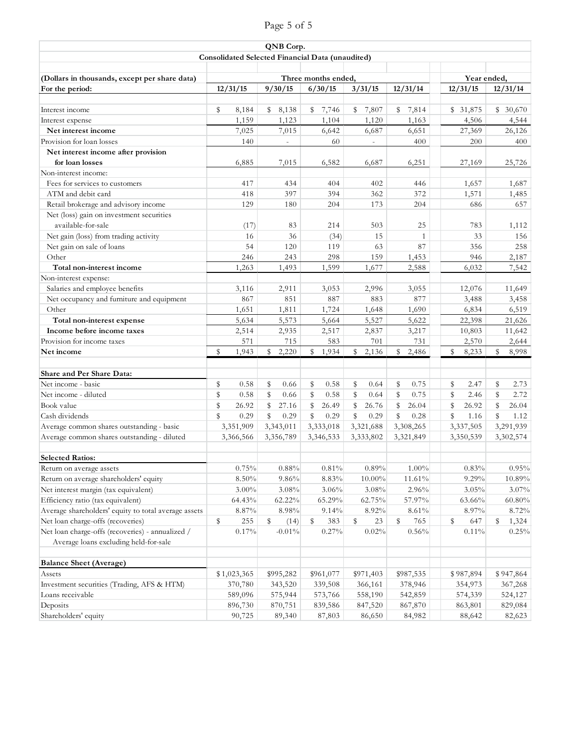**QNB Corp.**

**Consolidated Selected Financial Data (unaudited)**

| (Dollars in thousands, except per share data) | Three months ended, | | | | | Year ended, | |
|---|---|---|---|---|---|---|---|
| **For the period:** | **12/31/15** | **9/30/15** | **6/30/15** | **3/31/15** | **12/31/14** | **12/31/15** | **12/31/14** |
| Interest income | $ 8,184 | $ 8,138 | $ 7,746 | $ 7,807 | $ 7,814 | $ 31,875 | $ 30,670 |
| Interest expense | 1,159 | 1,123 | 1,104 | 1,120 | 1,163 | 4,506 | 4,544 |
| **Net interest income** | 7,025 | 7,015 | 6,642 | 6,687 | 6,651 | 27,369 | 26,126 |
| Provision for loan losses | 140 | - | 60 | - | 400 | 200 | 400 |
| **Net interest income after provision for loan losses** | 6,885 | 7,015 | 6,582 | 6,687 | 6,251 | 27,169 | 25,726 |
| Non-interest income: | | | | | | | |
| Fees for services to customers | 417 | 434 | 404 | 402 | 446 | 1,657 | 1,687 |
| ATM and debit card | 418 | 397 | 394 | 362 | 372 | 1,571 | 1,485 |
| Retail brokerage and advisory income | 129 | 180 | 204 | 173 | 204 | 686 | 657 |
| Net (loss) gain on investment securities available-for-sale | (17) | 83 | 214 | 503 | 25 | 783 | 1,112 |
| Net gain (loss) from trading activity | 16 | 36 | (34) | 15 | 1 | 33 | 156 |
| Net gain on sale of loans | 54 | 120 | 119 | 63 | 87 | 356 | 258 |
| Other | 246 | 243 | 298 | 159 | 1,453 | 946 | 2,187 |
| **Total non-interest income** | 1,263 | 1,493 | 1,599 | 1,677 | 2,588 | 6,032 | 7,542 |
| Non-interest expense: | | | | | | | |
| Salaries and employee benefits | 3,116 | 2,911 | 3,053 | 2,996 | 3,055 | 12,076 | 11,649 |
| Net occupancy and furniture and equipment | 867 | 851 | 887 | 883 | 877 | 3,488 | 3,458 |
| Other | 1,651 | 1,811 | 1,724 | 1,648 | 1,690 | 6,834 | 6,519 |
| **Total non-interest expense** | 5,634 | 5,573 | 5,664 | 5,527 | 5,622 | 22,398 | 21,626 |
| **Income before income taxes** | 2,514 | 2,935 | 2,517 | 2,837 | 3,217 | 10,803 | 11,642 |
| Provision for income taxes | 571 | 715 | 583 | 701 | 731 | 2,570 | 2,644 |
| **Net income** | $ 1,943 | $ 2,220 | $ 1,934 | $ 2,136 | $ 2,486 | $ 8,233 | $ 8,998 |
| **Share and Per Share Data:** | | | | | | | |
| Net income - basic | $ 0.58 | $ 0.66 | $ 0.58 | $ 0.64 | $ 0.75 | $ 2.47 | $ 2.73 |
| Net income - diluted | $ 0.58 | $ 0.66 | $ 0.58 | $ 0.64 | $ 0.75 | $ 2.46 | $ 2.72 |
| Book value | $ 26.92 | $ 27.16 | $ 26.49 | $ 26.76 | $ 26.04 | $ 26.92 | $ 26.04 |
| Cash dividends | $ 0.29 | $ 0.29 | $ 0.29 | $ 0.29 | $ 0.28 | $ 1.16 | $ 1.12 |
| Average common shares outstanding - basic | 3,351,909 | 3,343,011 | 3,333,018 | 3,321,688 | 3,308,265 | 3,337,505 | 3,291,939 |
| Average common shares outstanding - diluted | 3,366,566 | 3,356,789 | 3,346,533 | 3,333,802 | 3,321,849 | 3,350,539 | 3,302,574 |
| **Selected Ratios:** | | | | | | | |
| Return on average assets | 0.75% | 0.88% | 0.81% | 0.89% | 1.00% | 0.83% | 0.95% |
| Return on average shareholders' equity | 8.50% | 9.86% | 8.83% | 10.00% | 11.61% | 9.29% | 10.89% |
| Net interest margin (tax equivalent) | 3.00% | 3.08% | 3.06% | 3.08% | 2.96% | 3.05% | 3.07% |
| Efficiency ratio (tax equivalent) | 64.43% | 62.22% | 65.29% | 62.75% | 57.97% | 63.66% | 60.80% |
| Average shareholders' equity to total average assets | 8.87% | 8.98% | 9.14% | 8.92% | 8.61% | 8.97% | 8.72% |
| Net loan charge-offs (recoveries) | $ 255 | $ (14) | $ 383 | $ 23 | $ 765 | $ 647 | $ 1,324 |
| Net loan charge-offs (recoveries) - annualized / Average loans excluding held-for-sale | 0.17% | -0.01% | 0.27% | 0.02% | 0.56% | 0.11% | 0.25% |
| **Balance Sheet (Average)** | | | | | | | |
| Assets | $ 1,023,365 | $995,282 | $961,077 | $971,403 | $987,535 | $ 987,894 | $ 947,864 |
| Investment securities (Trading, AFS & HTM) | 370,780 | 343,520 | 339,508 | 366,161 | 378,946 | 354,973 | 367,268 |
| Loans receivable | 589,096 | 575,944 | 573,766 | 558,190 | 542,859 | 574,339 | 524,127 |
| Deposits | 896,730 | 870,751 | 839,586 | 847,520 | 867,870 | 863,801 | 829,084 |
| Shareholders' equity | 90,725 | 89,340 | 87,803 | 86,650 | 84,982 | 88,642 | 82,623 |